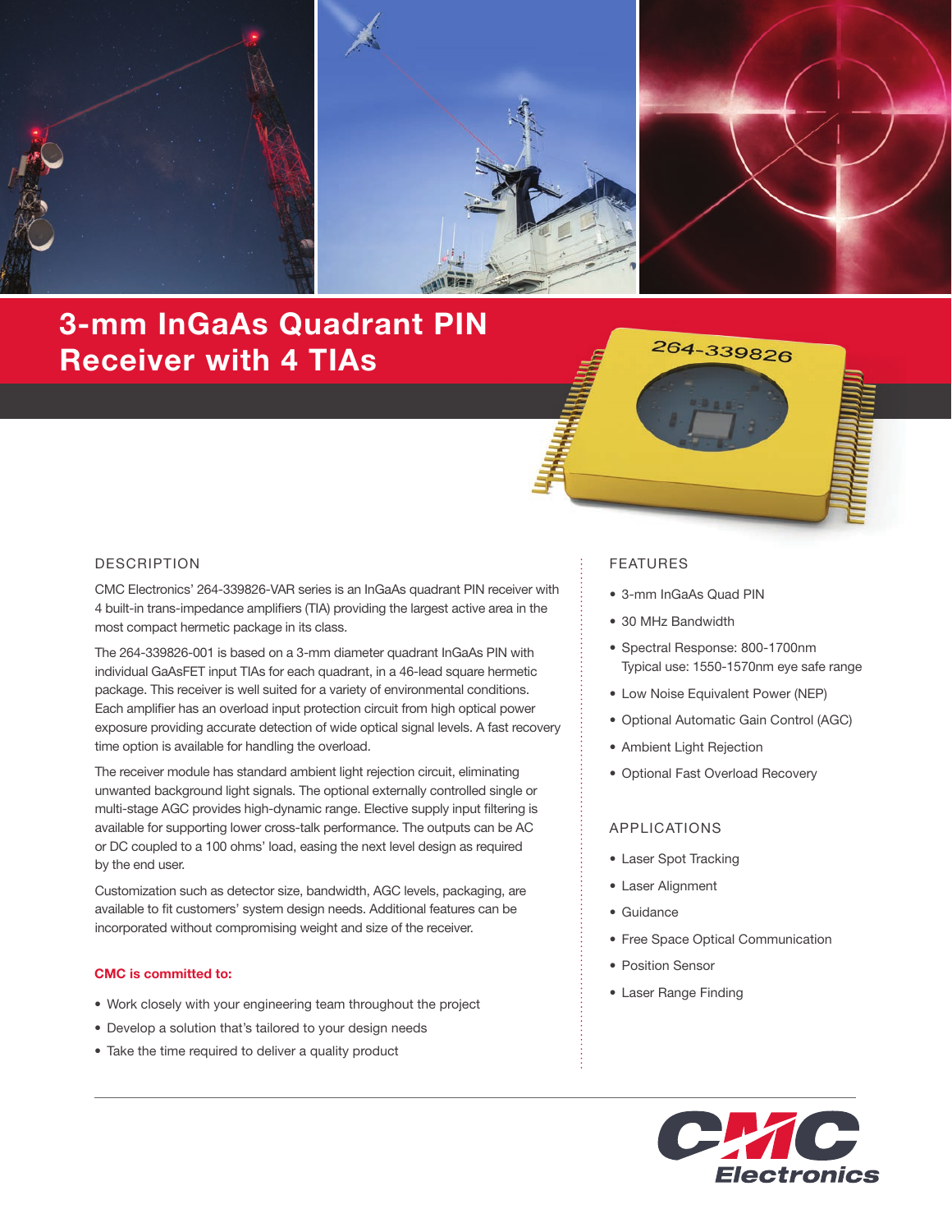# 3-mm InGaAs Quadrant PIN Receiver with 4 TIAs

## DESCRIPTION

CMC Electronics' 264-339826-VAR series is an InGaAs quadrant PIN receiver with 4 built-in trans-impedance amplifiers (TIA) providing the largest active area in the most compact hermetic package in its class.

The 264-339826-001 is based on a 3-mm diameter quadrant InGaAs PIN with individual GaAsFET input TIAs for each quadrant, in a 46-lead square hermetic package. This receiver is well suited for a variety of environmental conditions. Each amplifier has an overload input protection circuit from high optical power exposure providing accurate detection of wide optical signal levels. A fast recovery time option is available for handling the overload.

The receiver module has standard ambient light rejection circuit, eliminating unwanted background light signals. The optional externally controlled single or multi-stage AGC provides high-dynamic range. Elective supply input filtering is available for supporting lower cross-talk performance. The outputs can be AC or DC coupled to a 100 ohms' load, easing the next level design as required by the end user.

Customization such as detector size, bandwidth, AGC levels, packaging, are available to fit customers' system design needs. Additional features can be incorporated without compromising weight and size of the receiver.

**CMC is committed to:**

- Work closely with your engineering team throughout the project
- Develop a solution that's tailored to your design needs
- Take the time required to deliver a quality product

## FEATURES

- 3-mm InGaAs Quad PIN
- 30 MHz Bandwidth
- Spectral Response: 800-1700nm
  Typical use: 1550-1570nm eye safe range
- Low Noise Equivalent Power (NEP)
- Optional Automatic Gain Control (AGC)
- Ambient Light Rejection
- Optional Fast Overload Recovery

## APPLICATIONS

- Laser Spot Tracking
- Laser Alignment
- Guidance
- Free Space Optical Communication
- Position Sensor
- Laser Range Finding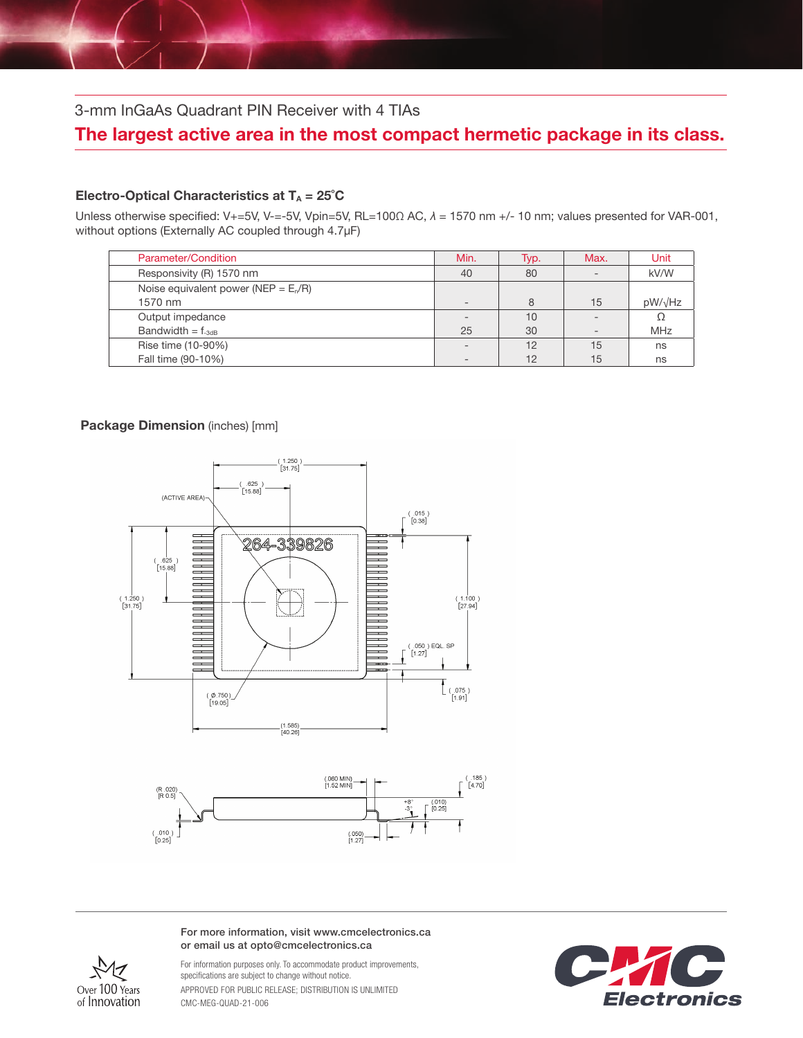3-mm InGaAs Quadrant PIN Receiver with 4 TIAs

## The largest active area in the most compact hermetic package in its class.

### Electro-Optical Characteristics at $T_A$ = 25°C

Unless otherwise specified: V+=5V, V-=-5V, Vpin=5V, RL=100Ω AC, λ = 1570 nm +/- 10 nm; values presented for VAR-001, without options (Externally AC coupled through 4.7µF)

| Parameter/Condition | Min. | Typ. | Max. | Unit |
|---|---|---|---|---|
| Responsivity (R) 1570 nm | 40 | 80 | - | kV/W |
| Noise equivalent power (NEP = $E_n$/R) 1570 nm | - | 8 | 15 | pW/√Hz |
| Output impedance | - | 10 | - | Ω |
| Bandwidth = $f_{-3dB}$ | 25 | 30 | - | MHz |
| Rise time (10-90%) | - | 12 | 15 | ns |
| Fall time (90-10%) | - | 12 | 15 | ns |

### Package Dimension (inches) [mm]

( 1.250 ) [31.75]
( .625 ) [15.88]
(ACTIVE AREA)
( .015 ) [0.38]
264-339826
( .625 ) [15.88]
( 1.250 ) [31.75]
( 1.100 ) [27.94]
( .050 ) EQL. SP [1.27]
( .075 ) [1.91]
( Ø.750 ) [19.05]
(1.585) [40.26]

(R .020) [R 0.5]
(.060 MIN) [1.52 MIN]
( .185 ) [4.70]
+8° -3°
(.010) [0.25]
( .010 ) [0.25]
(.050) [1.27]

For more information, visit www.cmcelectronics.ca
or email us at opto@cmcelectronics.ca

For information purposes only. To accommodate product improvements, specifications are subject to change without notice.

APPROVED FOR PUBLIC RELEASE; DISTRIBUTION IS UNLIMITED

CMC-MEG-QUAD-21-006

Over 100 Years of Innovation

CMC Electronics